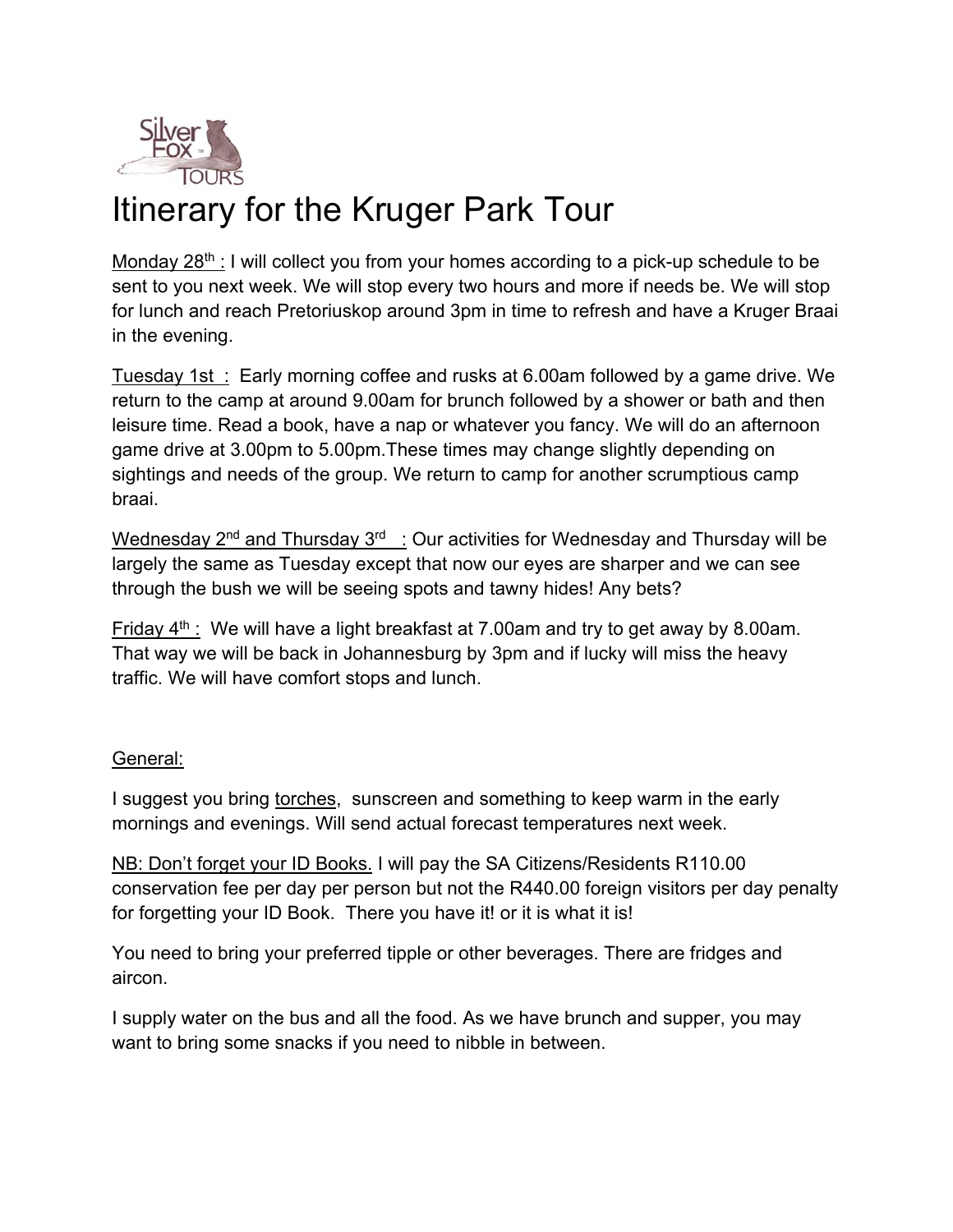# Itinerary for the Kruger Park Tour

<u>Monday 28th :</u> I will collect you from your homes according to a pick-up schedule to be sent to you next week. We will stop every two hours and more if needs be. We will stop for lunch and reach Pretoriuskop around 3pm in time to refresh and have a Kruger Braai in the evening.

<u>Tuesday 1st :</u> Early morning coffee and rusks at 6.00am followed by a game drive. We return to the camp at around 9.00am for brunch followed by a shower or bath and then leisure time. Read a book, have a nap or whatever you fancy. We will do an afternoon game drive at 3.00pm to 5.00pm.These times may change slightly depending on sightings and needs of the group. We return to camp for another scrumptious camp braai.

<u>Wednesday 2nd and Thursday 3rd :</u> Our activities for Wednesday and Thursday will be largely the same as Tuesday except that now our eyes are sharper and we can see through the bush we will be seeing spots and tawny hides! Any bets?

<u>Friday 4th :</u> We will have a light breakfast at 7.00am and try to get away by 8.00am. That way we will be back in Johannesburg by 3pm and if lucky will miss the heavy traffic. We will have comfort stops and lunch.

<u>General:</u>

I suggest you bring <u>torches</u>, sunscreen and something to keep warm in the early mornings and evenings. Will send actual forecast temperatures next week.

<u>NB: Don't forget your ID Books.</u> I will pay the SA Citizens/Residents R110.00 conservation fee per day per person but not the R440.00 foreign visitors per day penalty for forgetting your ID Book. There you have it! or it is what it is!

You need to bring your preferred tipple or other beverages. There are fridges and aircon.

I supply water on the bus and all the food. As we have brunch and supper, you may want to bring some snacks if you need to nibble in between.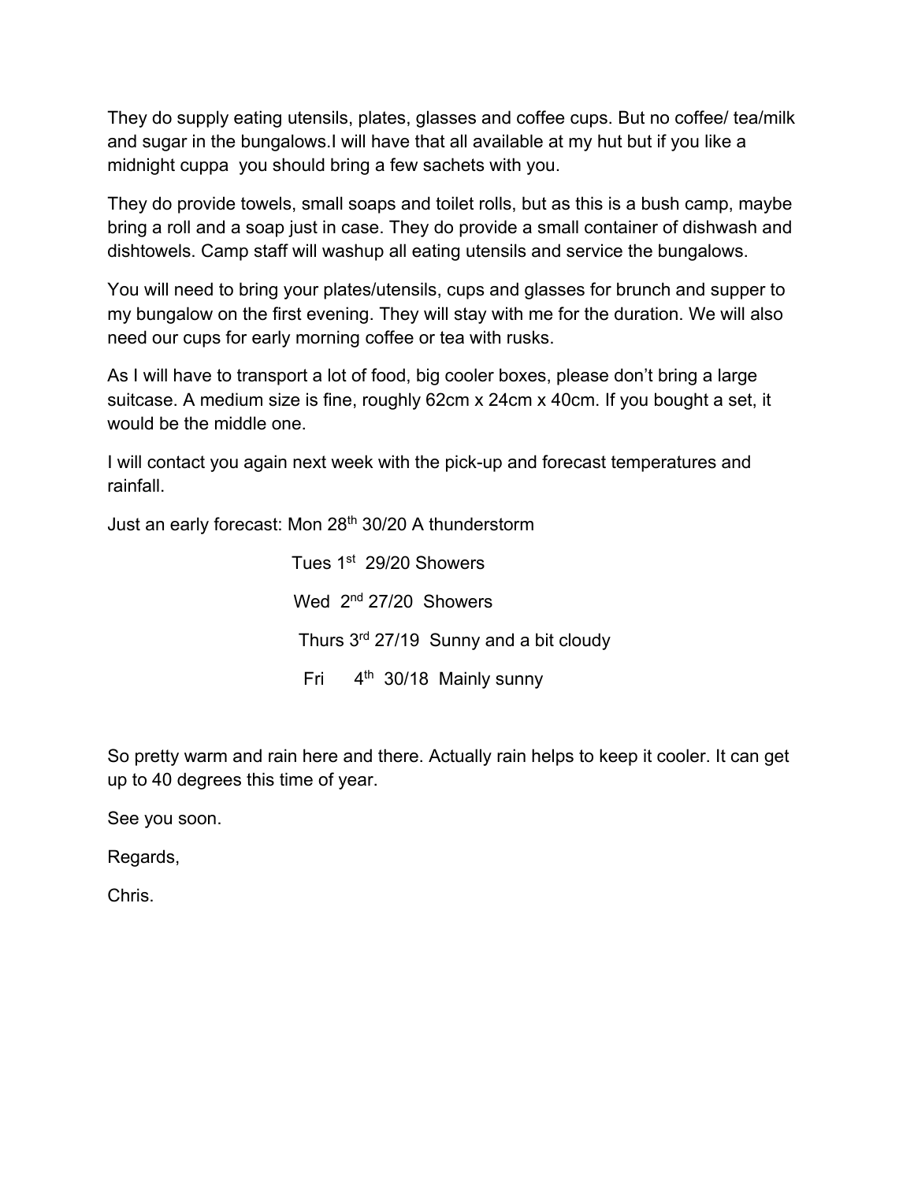They do supply eating utensils, plates, glasses and coffee cups. But no coffee/ tea/milk and sugar in the bungalows.I will have that all available at my hut but if you like a midnight cuppa  you should bring a few sachets with you.

They do provide towels, small soaps and toilet rolls, but as this is a bush camp, maybe bring a roll and a soap just in case. They do provide a small container of dishwash and dishtowels. Camp staff will washup all eating utensils and service the bungalows.

You will need to bring your plates/utensils, cups and glasses for brunch and supper to my bungalow on the first evening. They will stay with me for the duration. We will also need our cups for early morning coffee or tea with rusks.

As I will have to transport a lot of food, big cooler boxes, please don't bring a large suitcase. A medium size is fine, roughly 62cm x 24cm x 40cm. If you bought a set, it would be the middle one.

I will contact you again next week with the pick-up and forecast temperatures and rainfall.

Just an early forecast: Mon 28th 30/20 A thunderstorm

Tues 1st 29/20 Showers

Wed 2nd 27/20 Showers

Thurs 3rd 27/19 Sunny and a bit cloudy

Fri 4th 30/18 Mainly sunny

So pretty warm and rain here and there. Actually rain helps to keep it cooler. It can get up to 40 degrees this time of year.

See you soon.

Regards,

Chris.